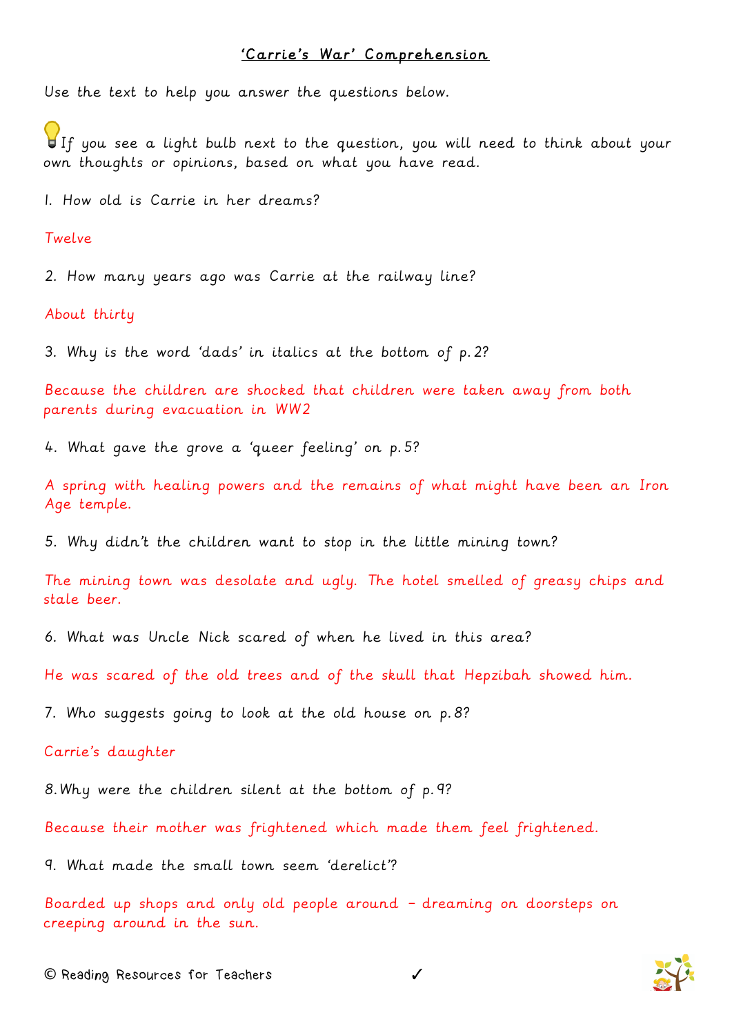# 'Carrie's War' Comprehension

Use the text to help you answer the questions below.

If you see a light bulb next to the question, you will need to think about your own thoughts or opinions, based on what you have read.

1. How old is Carrie in her dreams?

Twelve

2. How many years ago was Carrie at the railway line?

About thirty

3. Why is the word 'dads' in italics at the bottom of p.2?

Because the children are shocked that children were taken away from both parents during evacuation in WW2

4. What gave the grove a 'queer feeling' on p.5?

A spring with healing powers and the remains of what might have been an Iron Age temple.

5. Why didn't the children want to stop in the little mining town?

The mining town was desolate and ugly. The hotel smelled of greasy chips and stale beer.

6. What was Uncle Nick scared of when he lived in this area?

He was scared of the old trees and of the skull that Hepzibah showed him.

7. Who suggests going to look at the old house on p.8?

Carrie's daughter

8. Why were the children silent at the bottom of p.9?

Because their mother was frightened which made them feel frightened.

9. What made the small town seem 'derelict'?

Boarded up shops and only old people around – dreaming on doorsteps on creeping around in the sun.

© Reading Resources for Teachers ✓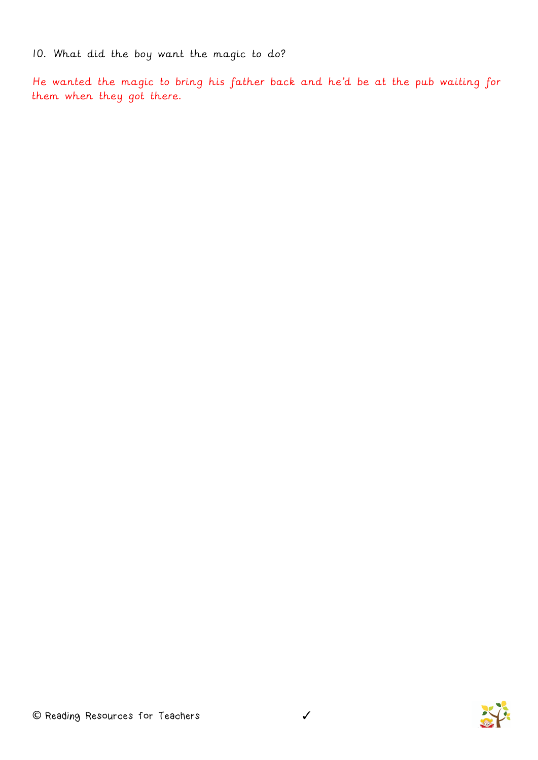10. What did the boy want the magic to do?

He wanted the magic to bring his father back and he'd be at the pub waiting for them when they got there.